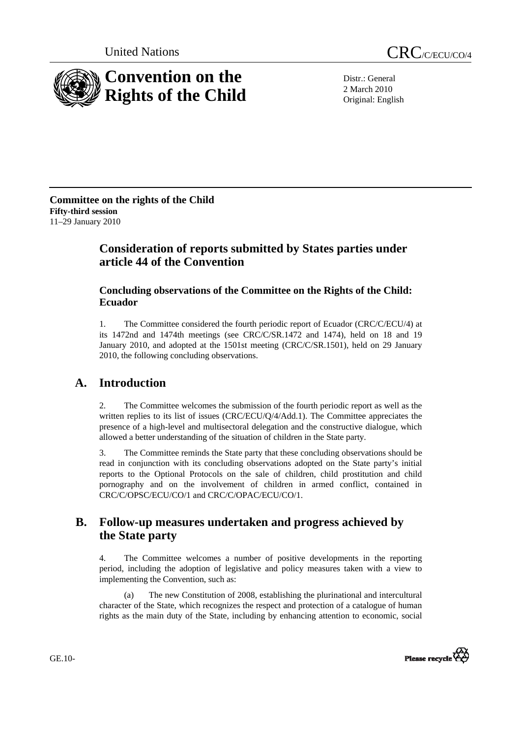United Nations

CRC/C/ECU/CO/4

# Convention on the Rights of the Child

Distr.: General
2 March 2010
Original: English

**Committee on the rights of the Child**
**Fifty-third session**
11–29 January 2010

## Consideration of reports submitted by States parties under article 44 of the Convention

### Concluding observations of the Committee on the Rights of the Child: Ecuador

1. The Committee considered the fourth periodic report of Ecuador (CRC/C/ECU/4) at its 1472nd and 1474th meetings (see CRC/C/SR.1472 and 1474), held on 18 and 19 January 2010, and adopted at the 1501st meeting (CRC/C/SR.1501), held on 29 January 2010, the following concluding observations.

## A. Introduction

2. The Committee welcomes the submission of the fourth periodic report as well as the written replies to its list of issues (CRC/ECU/Q/4/Add.1). The Committee appreciates the presence of a high-level and multisectoral delegation and the constructive dialogue, which allowed a better understanding of the situation of children in the State party.

3. The Committee reminds the State party that these concluding observations should be read in conjunction with its concluding observations adopted on the State party's initial reports to the Optional Protocols on the sale of children, child prostitution and child pornography and on the involvement of children in armed conflict, contained in CRC/C/OPSC/ECU/CO/1 and CRC/C/OPAC/ECU/CO/1.

## B. Follow-up measures undertaken and progress achieved by the State party

4. The Committee welcomes a number of positive developments in the reporting period, including the adoption of legislative and policy measures taken with a view to implementing the Convention, such as:

(a) The new Constitution of 2008, establishing the plurinational and intercultural character of the State, which recognizes the respect and protection of a catalogue of human rights as the main duty of the State, including by enhancing attention to economic, social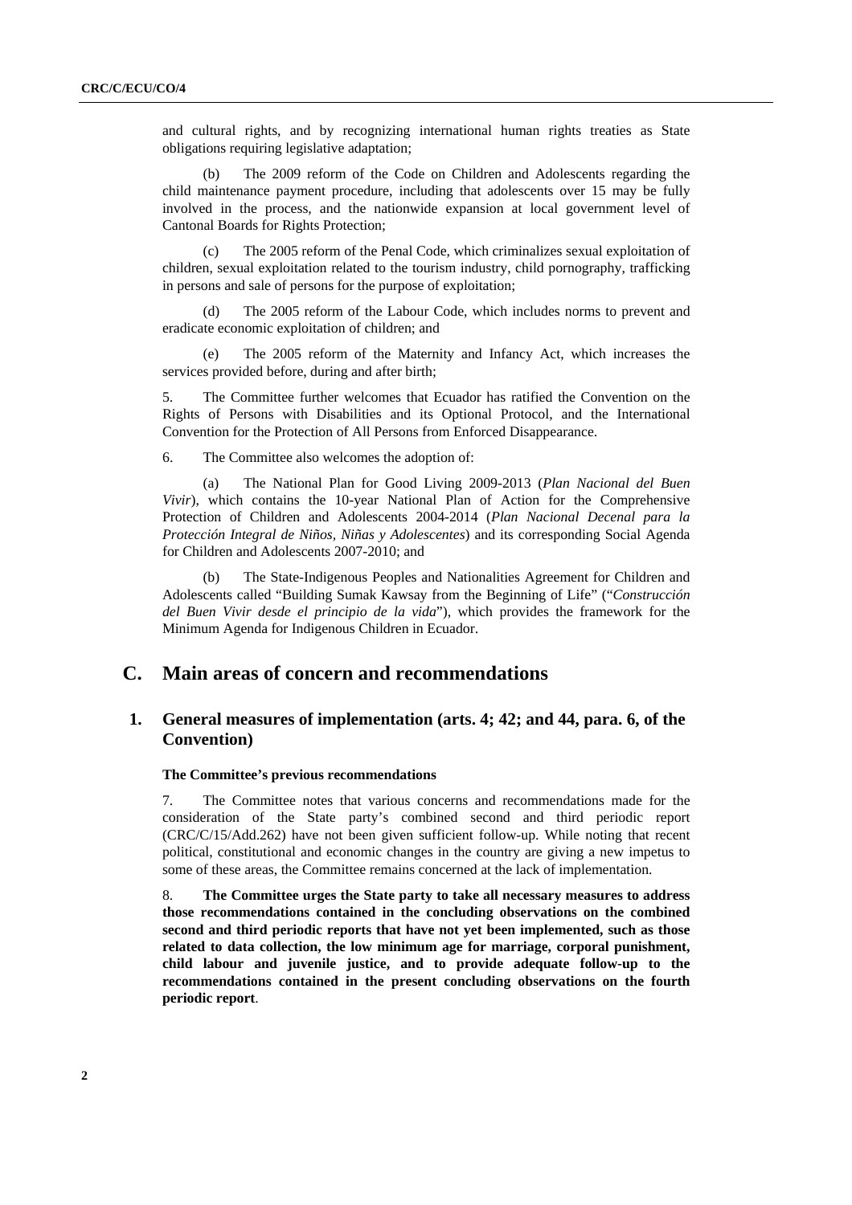and cultural rights, and by recognizing international human rights treaties as State obligations requiring legislative adaptation;

(b) The 2009 reform of the Code on Children and Adolescents regarding the child maintenance payment procedure, including that adolescents over 15 may be fully involved in the process, and the nationwide expansion at local government level of Cantonal Boards for Rights Protection;

(c) The 2005 reform of the Penal Code, which criminalizes sexual exploitation of children, sexual exploitation related to the tourism industry, child pornography, trafficking in persons and sale of persons for the purpose of exploitation;

(d) The 2005 reform of the Labour Code, which includes norms to prevent and eradicate economic exploitation of children; and

(e) The 2005 reform of the Maternity and Infancy Act, which increases the services provided before, during and after birth;

5. The Committee further welcomes that Ecuador has ratified the Convention on the Rights of Persons with Disabilities and its Optional Protocol, and the International Convention for the Protection of All Persons from Enforced Disappearance.

6. The Committee also welcomes the adoption of:

(a) The National Plan for Good Living 2009-2013 (*Plan Nacional del Buen Vivir*), which contains the 10-year National Plan of Action for the Comprehensive Protection of Children and Adolescents 2004-2014 (*Plan Nacional Decenal para la Protección Integral de Niños, Niñas y Adolescentes*) and its corresponding Social Agenda for Children and Adolescents 2007-2010; and

(b) The State-Indigenous Peoples and Nationalities Agreement for Children and Adolescents called "Building Sumak Kawsay from the Beginning of Life" ("*Construcción del Buen Vivir desde el principio de la vida*"), which provides the framework for the Minimum Agenda for Indigenous Children in Ecuador.

## C. Main areas of concern and recommendations

### 1. General measures of implementation (arts. 4; 42; and 44, para. 6, of the Convention)

#### The Committee's previous recommendations

7. The Committee notes that various concerns and recommendations made for the consideration of the State party's combined second and third periodic report (CRC/C/15/Add.262) have not been given sufficient follow-up. While noting that recent political, constitutional and economic changes in the country are giving a new impetus to some of these areas, the Committee remains concerned at the lack of implementation.

8. **The Committee urges the State party to take all necessary measures to address those recommendations contained in the concluding observations on the combined second and third periodic reports that have not yet been implemented, such as those related to data collection, the low minimum age for marriage, corporal punishment, child labour and juvenile justice, and to provide adequate follow-up to the recommendations contained in the present concluding observations on the fourth periodic report**.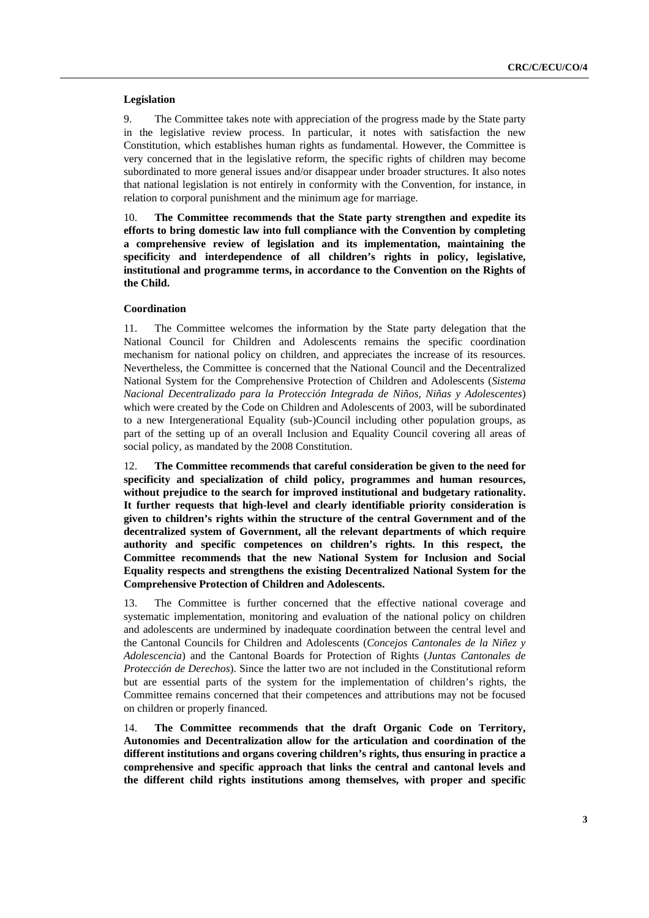### Legislation

9. The Committee takes note with appreciation of the progress made by the State party in the legislative review process. In particular, it notes with satisfaction the new Constitution, which establishes human rights as fundamental. However, the Committee is very concerned that in the legislative reform, the specific rights of children may become subordinated to more general issues and/or disappear under broader structures. It also notes that national legislation is not entirely in conformity with the Convention, for instance, in relation to corporal punishment and the minimum age for marriage.

10. **The Committee recommends that the State party strengthen and expedite its efforts to bring domestic law into full compliance with the Convention by completing a comprehensive review of legislation and its implementation, maintaining the specificity and interdependence of all children's rights in policy, legislative, institutional and programme terms, in accordance to the Convention on the Rights of the Child.**

### Coordination

11. The Committee welcomes the information by the State party delegation that the National Council for Children and Adolescents remains the specific coordination mechanism for national policy on children, and appreciates the increase of its resources. Nevertheless, the Committee is concerned that the National Council and the Decentralized National System for the Comprehensive Protection of Children and Adolescents (*Sistema Nacional Decentralizado para la Protección Integrada de Niños, Niñas y Adolescentes*) which were created by the Code on Children and Adolescents of 2003, will be subordinated to a new Intergenerational Equality (sub-)Council including other population groups, as part of the setting up of an overall Inclusion and Equality Council covering all areas of social policy, as mandated by the 2008 Constitution.

12. **The Committee recommends that careful consideration be given to the need for specificity and specialization of child policy, programmes and human resources, without prejudice to the search for improved institutional and budgetary rationality. It further requests that high-level and clearly identifiable priority consideration is given to children's rights within the structure of the central Government and of the decentralized system of Government, all the relevant departments of which require authority and specific competences on children's rights. In this respect, the Committee recommends that the new National System for Inclusion and Social Equality respects and strengthens the existing Decentralized National System for the Comprehensive Protection of Children and Adolescents.**

13. The Committee is further concerned that the effective national coverage and systematic implementation, monitoring and evaluation of the national policy on children and adolescents are undermined by inadequate coordination between the central level and the Cantonal Councils for Children and Adolescents (*Concejos Cantonales de la Niñez y Adolescencia*) and the Cantonal Boards for Protection of Rights (*Juntas Cantonales de Protección de Derechos*). Since the latter two are not included in the Constitutional reform but are essential parts of the system for the implementation of children's rights, the Committee remains concerned that their competences and attributions may not be focused on children or properly financed.

14. **The Committee recommends that the draft Organic Code on Territory, Autonomies and Decentralization allow for the articulation and coordination of the different institutions and organs covering children's rights, thus ensuring in practice a comprehensive and specific approach that links the central and cantonal levels and the different child rights institutions among themselves, with proper and specific**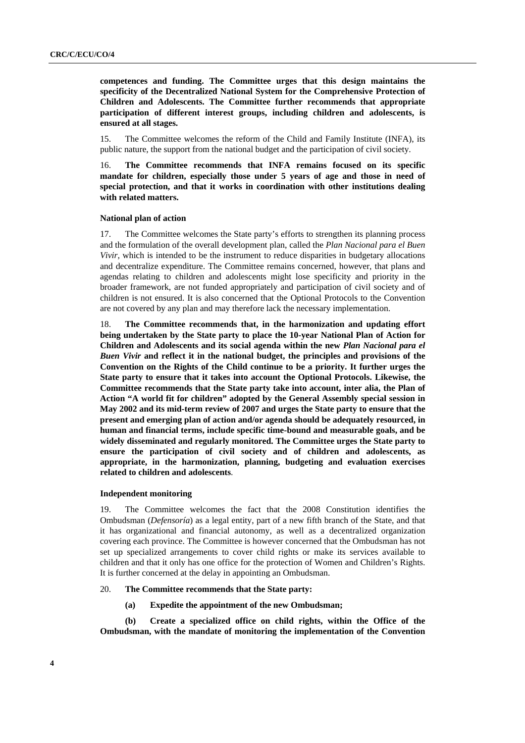**competences and funding. The Committee urges that this design maintains the specificity of the Decentralized National System for the Comprehensive Protection of Children and Adolescents. The Committee further recommends that appropriate participation of different interest groups, including children and adolescents, is ensured at all stages.**

15. The Committee welcomes the reform of the Child and Family Institute (INFA), its public nature, the support from the national budget and the participation of civil society.

16. **The Committee recommends that INFA remains focused on its specific mandate for children, especially those under 5 years of age and those in need of special protection, and that it works in coordination with other institutions dealing with related matters.**

#### National plan of action

17. The Committee welcomes the State party's efforts to strengthen its planning process and the formulation of the overall development plan, called the *Plan Nacional para el Buen Vivir*, which is intended to be the instrument to reduce disparities in budgetary allocations and decentralize expenditure. The Committee remains concerned, however, that plans and agendas relating to children and adolescents might lose specificity and priority in the broader framework, are not funded appropriately and participation of civil society and of children is not ensured. It is also concerned that the Optional Protocols to the Convention are not covered by any plan and may therefore lack the necessary implementation.

18. **The Committee recommends that, in the harmonization and updating effort being undertaken by the State party to place the 10-year National Plan of Action for Children and Adolescents and its social agenda within the new *Plan Nacional para el Buen Vivir* and reflect it in the national budget, the principles and provisions of the Convention on the Rights of the Child continue to be a priority. It further urges the State party to ensure that it takes into account the Optional Protocols. Likewise, the Committee recommends that the State party take into account, inter alia, the Plan of Action "A world fit for children" adopted by the General Assembly special session in May 2002 and its mid-term review of 2007 and urges the State party to ensure that the present and emerging plan of action and/or agenda should be adequately resourced, in human and financial terms, include specific time-bound and measurable goals, and be widely disseminated and regularly monitored. The Committee urges the State party to ensure the participation of civil society and of children and adolescents, as appropriate, in the harmonization, planning, budgeting and evaluation exercises related to children and adolescents**.

#### Independent monitoring

19. The Committee welcomes the fact that the 2008 Constitution identifies the Ombudsman (*Defensoría*) as a legal entity, part of a new fifth branch of the State, and that it has organizational and financial autonomy, as well as a decentralized organization covering each province. The Committee is however concerned that the Ombudsman has not set up specialized arrangements to cover child rights or make its services available to children and that it only has one office for the protection of Women and Children's Rights. It is further concerned at the delay in appointing an Ombudsman.

20. **The Committee recommends that the State party:**

**(a) Expedite the appointment of the new Ombudsman;**

**(b) Create a specialized office on child rights, within the Office of the Ombudsman, with the mandate of monitoring the implementation of the Convention**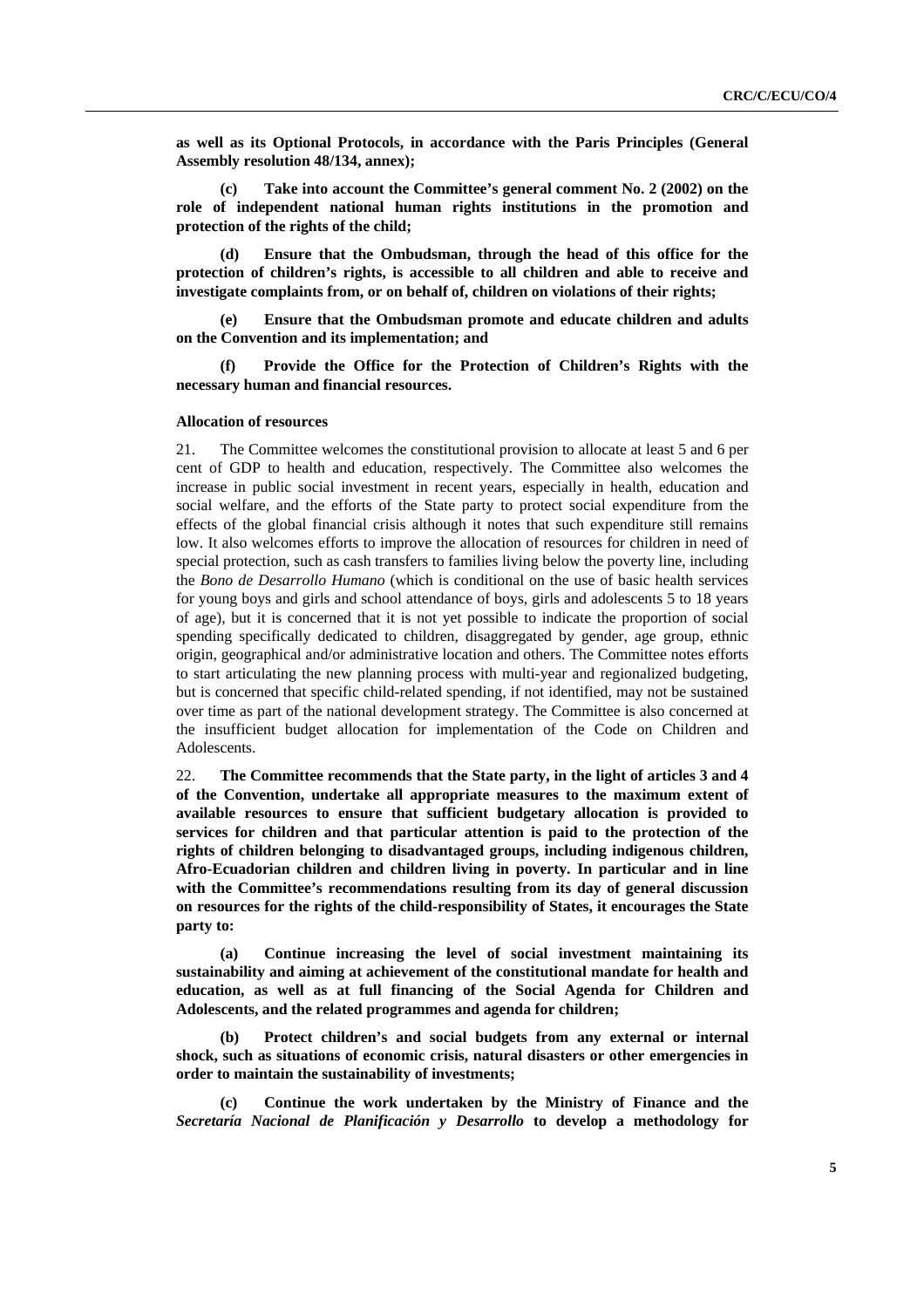**as well as its Optional Protocols, in accordance with the Paris Principles (General Assembly resolution 48/134, annex);**

**(c) Take into account the Committee's general comment No. 2 (2002) on the role of independent national human rights institutions in the promotion and protection of the rights of the child;**

**(d) Ensure that the Ombudsman, through the head of this office for the protection of children's rights, is accessible to all children and able to receive and investigate complaints from, or on behalf of, children on violations of their rights;**

**(e) Ensure that the Ombudsman promote and educate children and adults on the Convention and its implementation; and**

**(f) Provide the Office for the Protection of Children's Rights with the necessary human and financial resources.**

#### Allocation of resources

21. The Committee welcomes the constitutional provision to allocate at least 5 and 6 per cent of GDP to health and education, respectively. The Committee also welcomes the increase in public social investment in recent years, especially in health, education and social welfare, and the efforts of the State party to protect social expenditure from the effects of the global financial crisis although it notes that such expenditure still remains low. It also welcomes efforts to improve the allocation of resources for children in need of special protection, such as cash transfers to families living below the poverty line, including the *Bono de Desarrollo Humano* (which is conditional on the use of basic health services for young boys and girls and school attendance of boys, girls and adolescents 5 to 18 years of age), but it is concerned that it is not yet possible to indicate the proportion of social spending specifically dedicated to children, disaggregated by gender, age group, ethnic origin, geographical and/or administrative location and others. The Committee notes efforts to start articulating the new planning process with multi-year and regionalized budgeting, but is concerned that specific child-related spending, if not identified, may not be sustained over time as part of the national development strategy. The Committee is also concerned at the insufficient budget allocation for implementation of the Code on Children and Adolescents.

22. **The Committee recommends that the State party, in the light of articles 3 and 4 of the Convention, undertake all appropriate measures to the maximum extent of available resources to ensure that sufficient budgetary allocation is provided to services for children and that particular attention is paid to the protection of the rights of children belonging to disadvantaged groups, including indigenous children, Afro-Ecuadorian children and children living in poverty. In particular and in line with the Committee's recommendations resulting from its day of general discussion on resources for the rights of the child-responsibility of States, it encourages the State party to:**

**(a) Continue increasing the level of social investment maintaining its sustainability and aiming at achievement of the constitutional mandate for health and education, as well as at full financing of the Social Agenda for Children and Adolescents, and the related programmes and agenda for children;**

**(b) Protect children's and social budgets from any external or internal shock, such as situations of economic crisis, natural disasters or other emergencies in order to maintain the sustainability of investments;**

**(c) Continue the work undertaken by the Ministry of Finance and the *Secretaría Nacional de Planificación y Desarrollo* to develop a methodology for**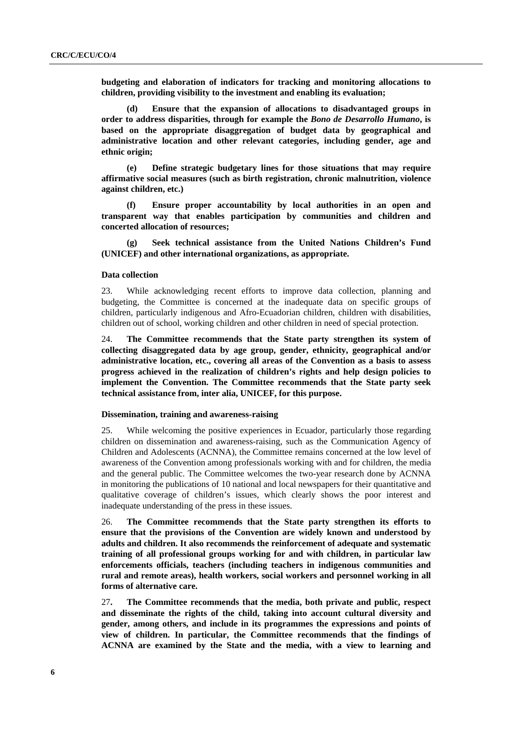**budgeting and elaboration of indicators for tracking and monitoring allocations to children, providing visibility to the investment and enabling its evaluation;**

**(d) Ensure that the expansion of allocations to disadvantaged groups in order to address disparities, through for example the *Bono de Desarrollo Humano*, is based on the appropriate disaggregation of budget data by geographical and administrative location and other relevant categories, including gender, age and ethnic origin;**

**(e) Define strategic budgetary lines for those situations that may require affirmative social measures (such as birth registration, chronic malnutrition, violence against children, etc.)**

**(f) Ensure proper accountability by local authorities in an open and transparent way that enables participation by communities and children and concerted allocation of resources;**

**(g) Seek technical assistance from the United Nations Children's Fund (UNICEF) and other international organizations, as appropriate.**

#### Data collection

23. While acknowledging recent efforts to improve data collection, planning and budgeting, the Committee is concerned at the inadequate data on specific groups of children, particularly indigenous and Afro-Ecuadorian children, children with disabilities, children out of school, working children and other children in need of special protection.

24. **The Committee recommends that the State party strengthen its system of collecting disaggregated data by age group, gender, ethnicity, geographical and/or administrative location, etc., covering all areas of the Convention as a basis to assess progress achieved in the realization of children's rights and help design policies to implement the Convention. The Committee recommends that the State party seek technical assistance from, inter alia, UNICEF, for this purpose.**

#### Dissemination, training and awareness-raising

25. While welcoming the positive experiences in Ecuador, particularly those regarding children on dissemination and awareness-raising, such as the Communication Agency of Children and Adolescents (ACNNA), the Committee remains concerned at the low level of awareness of the Convention among professionals working with and for children, the media and the general public. The Committee welcomes the two-year research done by ACNNA in monitoring the publications of 10 national and local newspapers for their quantitative and qualitative coverage of children's issues, which clearly shows the poor interest and inadequate understanding of the press in these issues.

26. **The Committee recommends that the State party strengthen its efforts to ensure that the provisions of the Convention are widely known and understood by adults and children. It also recommends the reinforcement of adequate and systematic training of all professional groups working for and with children, in particular law enforcements officials, teachers (including teachers in indigenous communities and rural and remote areas), health workers, social workers and personnel working in all forms of alternative care.**

27. **The Committee recommends that the media, both private and public, respect and disseminate the rights of the child, taking into account cultural diversity and gender, among others, and include in its programmes the expressions and points of view of children. In particular, the Committee recommends that the findings of ACNNA are examined by the State and the media, with a view to learning and**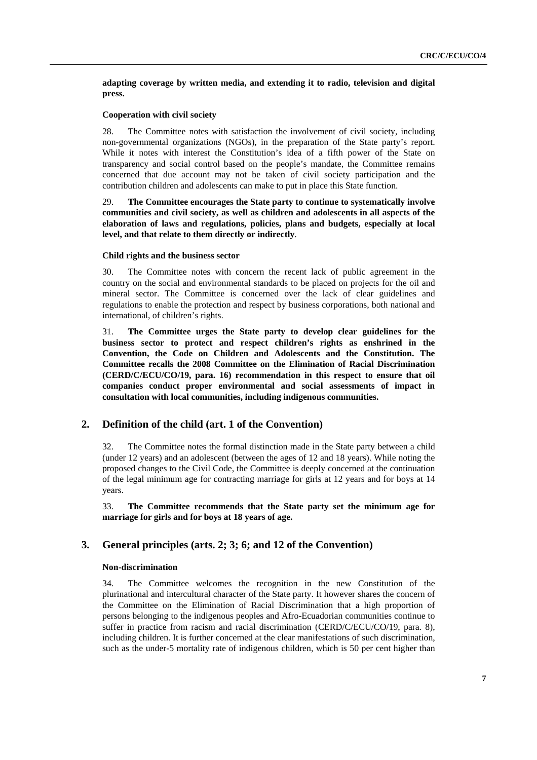**adapting coverage by written media, and extending it to radio, television and digital press.**

#### Cooperation with civil society

28. The Committee notes with satisfaction the involvement of civil society, including non-governmental organizations (NGOs), in the preparation of the State party's report. While it notes with interest the Constitution's idea of a fifth power of the State on transparency and social control based on the people's mandate, the Committee remains concerned that due account may not be taken of civil society participation and the contribution children and adolescents can make to put in place this State function.

29. **The Committee encourages the State party to continue to systematically involve communities and civil society, as well as children and adolescents in all aspects of the elaboration of laws and regulations, policies, plans and budgets, especially at local level, and that relate to them directly or indirectly**.

#### Child rights and the business sector

30. The Committee notes with concern the recent lack of public agreement in the country on the social and environmental standards to be placed on projects for the oil and mineral sector. The Committee is concerned over the lack of clear guidelines and regulations to enable the protection and respect by business corporations, both national and international, of children's rights.

31. **The Committee urges the State party to develop clear guidelines for the business sector to protect and respect children's rights as enshrined in the Convention, the Code on Children and Adolescents and the Constitution. The Committee recalls the 2008 Committee on the Elimination of Racial Discrimination (CERD/C/ECU/CO/19, para. 16) recommendation in this respect to ensure that oil companies conduct proper environmental and social assessments of impact in consultation with local communities, including indigenous communities.**

## 2. Definition of the child (art. 1 of the Convention)

32. The Committee notes the formal distinction made in the State party between a child (under 12 years) and an adolescent (between the ages of 12 and 18 years). While noting the proposed changes to the Civil Code, the Committee is deeply concerned at the continuation of the legal minimum age for contracting marriage for girls at 12 years and for boys at 14 years.

33. **The Committee recommends that the State party set the minimum age for marriage for girls and for boys at 18 years of age.**

## 3. General principles (arts. 2; 3; 6; and 12 of the Convention)

#### Non-discrimination

34. The Committee welcomes the recognition in the new Constitution of the plurinational and intercultural character of the State party. It however shares the concern of the Committee on the Elimination of Racial Discrimination that a high proportion of persons belonging to the indigenous peoples and Afro-Ecuadorian communities continue to suffer in practice from racism and racial discrimination (CERD/C/ECU/CO/19, para. 8), including children. It is further concerned at the clear manifestations of such discrimination, such as the under-5 mortality rate of indigenous children, which is 50 per cent higher than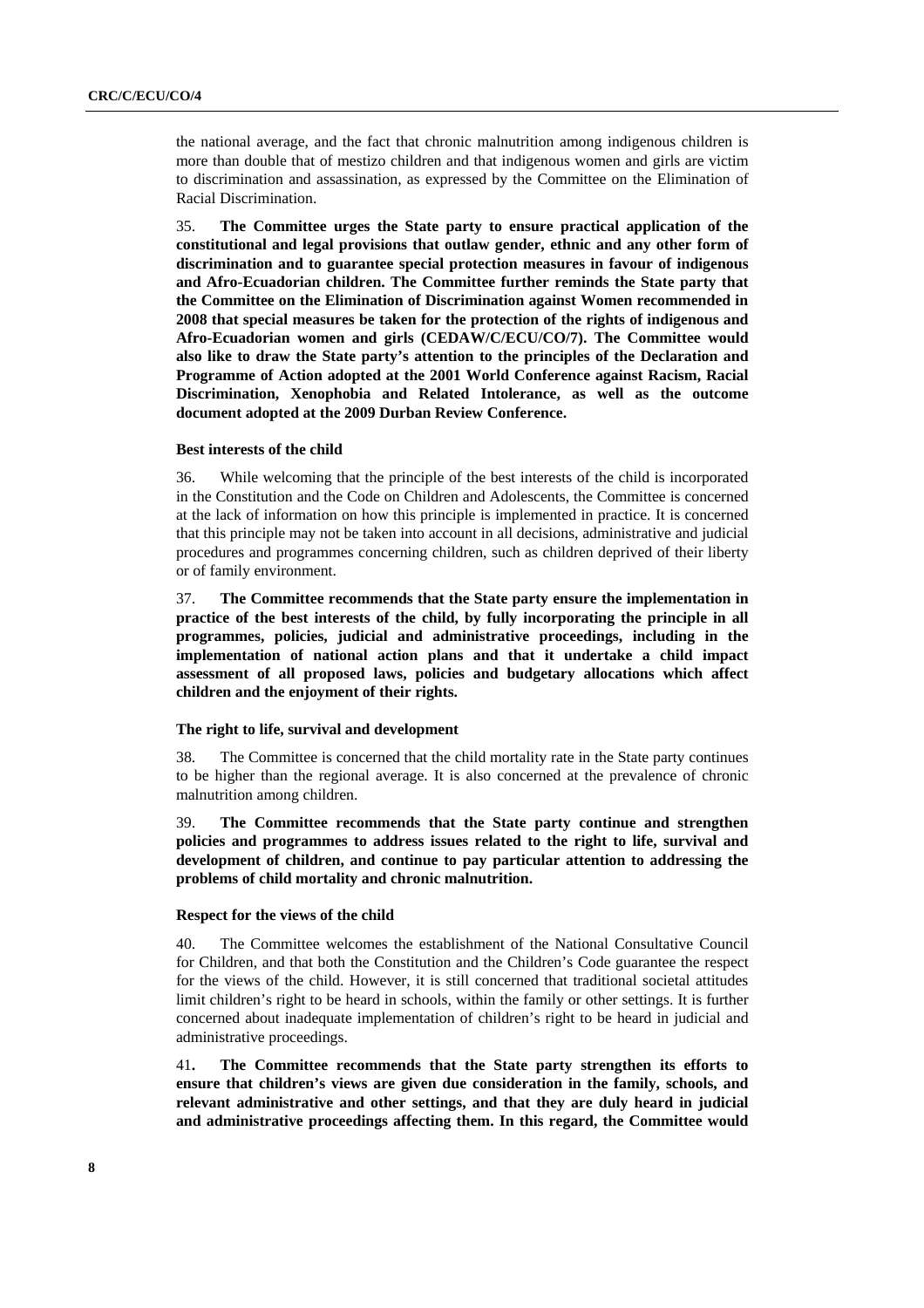the national average, and the fact that chronic malnutrition among indigenous children is more than double that of mestizo children and that indigenous women and girls are victim to discrimination and assassination, as expressed by the Committee on the Elimination of Racial Discrimination.

35. **The Committee urges the State party to ensure practical application of the constitutional and legal provisions that outlaw gender, ethnic and any other form of discrimination and to guarantee special protection measures in favour of indigenous and Afro-Ecuadorian children. The Committee further reminds the State party that the Committee on the Elimination of Discrimination against Women recommended in 2008 that special measures be taken for the protection of the rights of indigenous and Afro-Ecuadorian women and girls (CEDAW/C/ECU/CO/7). The Committee would also like to draw the State party's attention to the principles of the Declaration and Programme of Action adopted at the 2001 World Conference against Racism, Racial Discrimination, Xenophobia and Related Intolerance, as well as the outcome document adopted at the 2009 Durban Review Conference.**

#### Best interests of the child

36. While welcoming that the principle of the best interests of the child is incorporated in the Constitution and the Code on Children and Adolescents, the Committee is concerned at the lack of information on how this principle is implemented in practice. It is concerned that this principle may not be taken into account in all decisions, administrative and judicial procedures and programmes concerning children, such as children deprived of their liberty or of family environment.

37. **The Committee recommends that the State party ensure the implementation in practice of the best interests of the child, by fully incorporating the principle in all programmes, policies, judicial and administrative proceedings, including in the implementation of national action plans and that it undertake a child impact assessment of all proposed laws, policies and budgetary allocations which affect children and the enjoyment of their rights.**

#### The right to life, survival and development

38. The Committee is concerned that the child mortality rate in the State party continues to be higher than the regional average. It is also concerned at the prevalence of chronic malnutrition among children.

39. **The Committee recommends that the State party continue and strengthen policies and programmes to address issues related to the right to life, survival and development of children, and continue to pay particular attention to addressing the problems of child mortality and chronic malnutrition.**

#### Respect for the views of the child

40. The Committee welcomes the establishment of the National Consultative Council for Children, and that both the Constitution and the Children's Code guarantee the respect for the views of the child. However, it is still concerned that traditional societal attitudes limit children's right to be heard in schools, within the family or other settings. It is further concerned about inadequate implementation of children's right to be heard in judicial and administrative proceedings.

41. **The Committee recommends that the State party strengthen its efforts to ensure that children's views are given due consideration in the family, schools, and relevant administrative and other settings, and that they are duly heard in judicial and administrative proceedings affecting them. In this regard, the Committee would**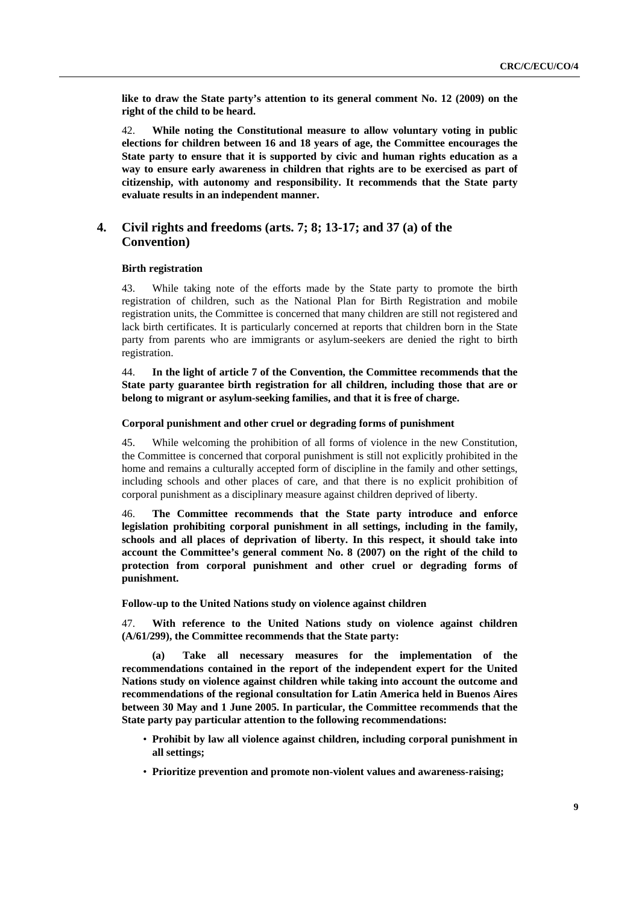**like to draw the State party's attention to its general comment No. 12 (2009) on the right of the child to be heard.**

42. **While noting the Constitutional measure to allow voluntary voting in public elections for children between 16 and 18 years of age, the Committee encourages the State party to ensure that it is supported by civic and human rights education as a way to ensure early awareness in children that rights are to be exercised as part of citizenship, with autonomy and responsibility. It recommends that the State party evaluate results in an independent manner.**

## 4. Civil rights and freedoms (arts. 7; 8; 13-17; and 37 (a) of the Convention)

### Birth registration

43. While taking note of the efforts made by the State party to promote the birth registration of children, such as the National Plan for Birth Registration and mobile registration units, the Committee is concerned that many children are still not registered and lack birth certificates. It is particularly concerned at reports that children born in the State party from parents who are immigrants or asylum-seekers are denied the right to birth registration.

44. **In the light of article 7 of the Convention, the Committee recommends that the State party guarantee birth registration for all children, including those that are or belong to migrant or asylum-seeking families, and that it is free of charge.**

### Corporal punishment and other cruel or degrading forms of punishment

45. While welcoming the prohibition of all forms of violence in the new Constitution, the Committee is concerned that corporal punishment is still not explicitly prohibited in the home and remains a culturally accepted form of discipline in the family and other settings, including schools and other places of care, and that there is no explicit prohibition of corporal punishment as a disciplinary measure against children deprived of liberty.

46. **The Committee recommends that the State party introduce and enforce legislation prohibiting corporal punishment in all settings, including in the family, schools and all places of deprivation of liberty. In this respect, it should take into account the Committee's general comment No. 8 (2007) on the right of the child to protection from corporal punishment and other cruel or degrading forms of punishment.**

### Follow-up to the United Nations study on violence against children

47. **With reference to the United Nations study on violence against children (A/61/299), the Committee recommends that the State party:**

**(a) Take all necessary measures for the implementation of the recommendations contained in the report of the independent expert for the United Nations study on violence against children while taking into account the outcome and recommendations of the regional consultation for Latin America held in Buenos Aires between 30 May and 1 June 2005. In particular, the Committee recommends that the State party pay particular attention to the following recommendations:**

- **Prohibit by law all violence against children, including corporal punishment in all settings;**
- **Prioritize prevention and promote non-violent values and awareness-raising;**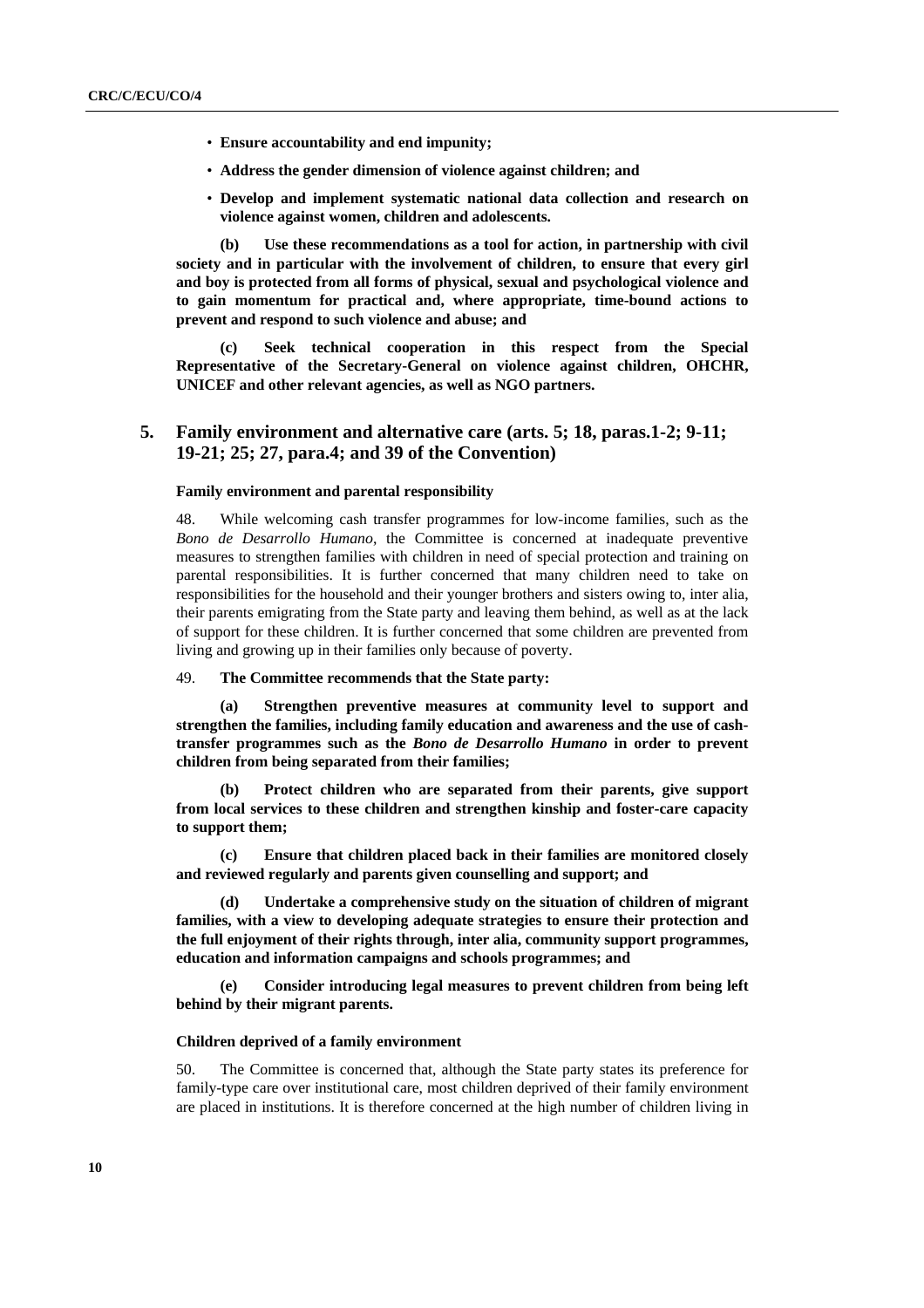- **Ensure accountability and end impunity;**
- **Address the gender dimension of violence against children; and**
- **Develop and implement systematic national data collection and research on violence against women, children and adolescents.**

**(b) Use these recommendations as a tool for action, in partnership with civil society and in particular with the involvement of children, to ensure that every girl and boy is protected from all forms of physical, sexual and psychological violence and to gain momentum for practical and, where appropriate, time-bound actions to prevent and respond to such violence and abuse; and**

**(c) Seek technical cooperation in this respect from the Special Representative of the Secretary-General on violence against children, OHCHR, UNICEF and other relevant agencies, as well as NGO partners.**

## 5. Family environment and alternative care (arts. 5; 18, paras.1-2; 9-11; 19-21; 25; 27, para.4; and 39 of the Convention)

### Family environment and parental responsibility

48. While welcoming cash transfer programmes for low-income families, such as the *Bono de Desarrollo Humano*, the Committee is concerned at inadequate preventive measures to strengthen families with children in need of special protection and training on parental responsibilities. It is further concerned that many children need to take on responsibilities for the household and their younger brothers and sisters owing to, inter alia, their parents emigrating from the State party and leaving them behind, as well as at the lack of support for these children. It is further concerned that some children are prevented from living and growing up in their families only because of poverty.

49. **The Committee recommends that the State party:**

**(a) Strengthen preventive measures at community level to support and strengthen the families, including family education and awareness and the use of cash-transfer programmes such as the *Bono de Desarrollo Humano* in order to prevent children from being separated from their families;**

**(b) Protect children who are separated from their parents, give support from local services to these children and strengthen kinship and foster-care capacity to support them;**

**(c) Ensure that children placed back in their families are monitored closely and reviewed regularly and parents given counselling and support; and**

**(d) Undertake a comprehensive study on the situation of children of migrant families, with a view to developing adequate strategies to ensure their protection and the full enjoyment of their rights through, inter alia, community support programmes, education and information campaigns and schools programmes; and**

**(e) Consider introducing legal measures to prevent children from being left behind by their migrant parents.**

### Children deprived of a family environment

50. The Committee is concerned that, although the State party states its preference for family-type care over institutional care, most children deprived of their family environment are placed in institutions. It is therefore concerned at the high number of children living in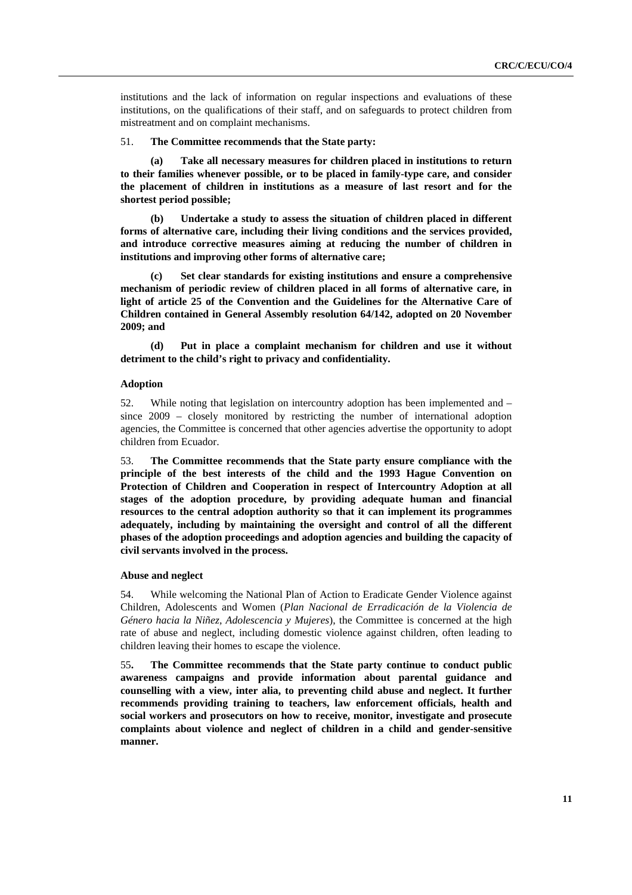institutions and the lack of information on regular inspections and evaluations of these institutions, on the qualifications of their staff, and on safeguards to protect children from mistreatment and on complaint mechanisms.

51. **The Committee recommends that the State party:**

**(a) Take all necessary measures for children placed in institutions to return to their families whenever possible, or to be placed in family-type care, and consider the placement of children in institutions as a measure of last resort and for the shortest period possible;**

**(b) Undertake a study to assess the situation of children placed in different forms of alternative care, including their living conditions and the services provided, and introduce corrective measures aiming at reducing the number of children in institutions and improving other forms of alternative care;**

**(c) Set clear standards for existing institutions and ensure a comprehensive mechanism of periodic review of children placed in all forms of alternative care, in light of article 25 of the Convention and the Guidelines for the Alternative Care of Children contained in General Assembly resolution 64/142, adopted on 20 November 2009; and**

**(d) Put in place a complaint mechanism for children and use it without detriment to the child's right to privacy and confidentiality.**

### Adoption

52. While noting that legislation on intercountry adoption has been implemented and – since 2009 – closely monitored by restricting the number of international adoption agencies, the Committee is concerned that other agencies advertise the opportunity to adopt children from Ecuador.

53. **The Committee recommends that the State party ensure compliance with the principle of the best interests of the child and the 1993 Hague Convention on Protection of Children and Cooperation in respect of Intercountry Adoption at all stages of the adoption procedure, by providing adequate human and financial resources to the central adoption authority so that it can implement its programmes adequately, including by maintaining the oversight and control of all the different phases of the adoption proceedings and adoption agencies and building the capacity of civil servants involved in the process.**

### Abuse and neglect

54. While welcoming the National Plan of Action to Eradicate Gender Violence against Children, Adolescents and Women (*Plan Nacional de Erradicación de la Violencia de Género hacia la Niñez, Adolescencia y Mujeres*), the Committee is concerned at the high rate of abuse and neglect, including domestic violence against children, often leading to children leaving their homes to escape the violence.

55. **The Committee recommends that the State party continue to conduct public awareness campaigns and provide information about parental guidance and counselling with a view, inter alia, to preventing child abuse and neglect. It further recommends providing training to teachers, law enforcement officials, health and social workers and prosecutors on how to receive, monitor, investigate and prosecute complaints about violence and neglect of children in a child and gender-sensitive manner.**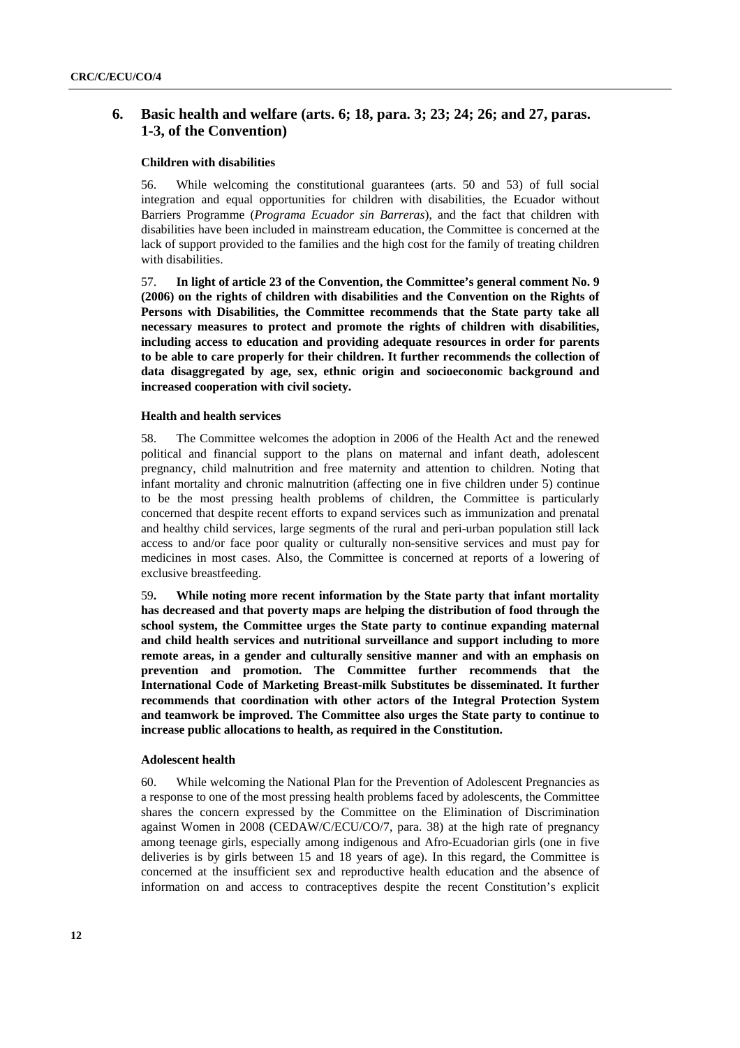## 6. Basic health and welfare (arts. 6; 18, para. 3; 23; 24; 26; and 27, paras. 1-3, of the Convention)

### Children with disabilities

56. While welcoming the constitutional guarantees (arts. 50 and 53) of full social integration and equal opportunities for children with disabilities, the Ecuador without Barriers Programme (*Programa Ecuador sin Barreras*), and the fact that children with disabilities have been included in mainstream education, the Committee is concerned at the lack of support provided to the families and the high cost for the family of treating children with disabilities.

57. **In light of article 23 of the Convention, the Committee's general comment No. 9 (2006) on the rights of children with disabilities and the Convention on the Rights of Persons with Disabilities, the Committee recommends that the State party take all necessary measures to protect and promote the rights of children with disabilities, including access to education and providing adequate resources in order for parents to be able to care properly for their children. It further recommends the collection of data disaggregated by age, sex, ethnic origin and socioeconomic background and increased cooperation with civil society.**

### Health and health services

58. The Committee welcomes the adoption in 2006 of the Health Act and the renewed political and financial support to the plans on maternal and infant death, adolescent pregnancy, child malnutrition and free maternity and attention to children. Noting that infant mortality and chronic malnutrition (affecting one in five children under 5) continue to be the most pressing health problems of children, the Committee is particularly concerned that despite recent efforts to expand services such as immunization and prenatal and healthy child services, large segments of the rural and peri-urban population still lack access to and/or face poor quality or culturally non-sensitive services and must pay for medicines in most cases. Also, the Committee is concerned at reports of a lowering of exclusive breastfeeding.

59. **While noting more recent information by the State party that infant mortality has decreased and that poverty maps are helping the distribution of food through the school system, the Committee urges the State party to continue expanding maternal and child health services and nutritional surveillance and support including to more remote areas, in a gender and culturally sensitive manner and with an emphasis on prevention and promotion. The Committee further recommends that the International Code of Marketing Breast-milk Substitutes be disseminated. It further recommends that coordination with other actors of the Integral Protection System and teamwork be improved. The Committee also urges the State party to continue to increase public allocations to health, as required in the Constitution.**

### Adolescent health

60. While welcoming the National Plan for the Prevention of Adolescent Pregnancies as a response to one of the most pressing health problems faced by adolescents, the Committee shares the concern expressed by the Committee on the Elimination of Discrimination against Women in 2008 (CEDAW/C/ECU/CO/7, para. 38) at the high rate of pregnancy among teenage girls, especially among indigenous and Afro-Ecuadorian girls (one in five deliveries is by girls between 15 and 18 years of age). In this regard, the Committee is concerned at the insufficient sex and reproductive health education and the absence of information on and access to contraceptives despite the recent Constitution's explicit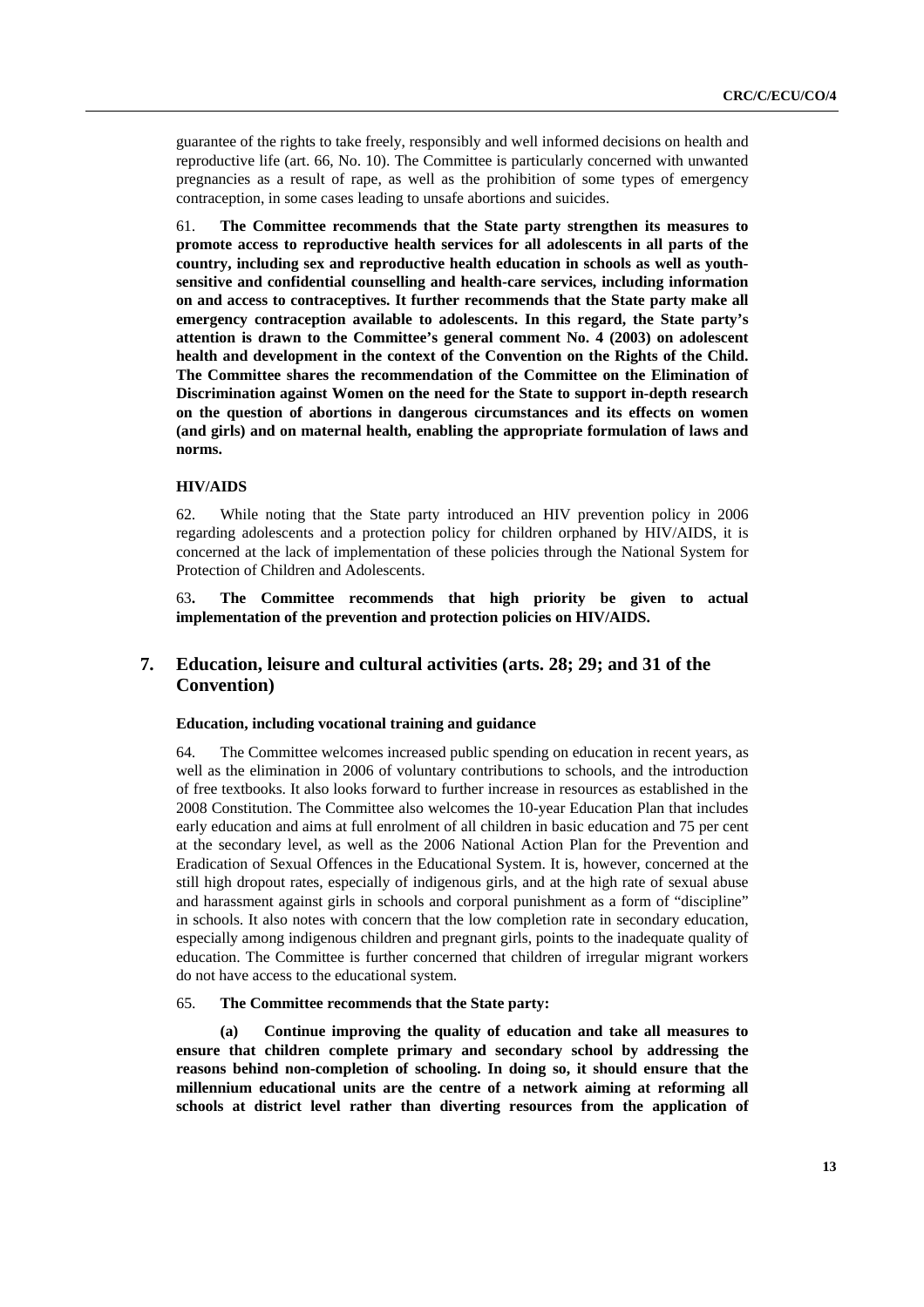guarantee of the rights to take freely, responsibly and well informed decisions on health and reproductive life (art. 66, No. 10). The Committee is particularly concerned with unwanted pregnancies as a result of rape, as well as the prohibition of some types of emergency contraception, in some cases leading to unsafe abortions and suicides.

61. **The Committee recommends that the State party strengthen its measures to promote access to reproductive health services for all adolescents in all parts of the country, including sex and reproductive health education in schools as well as youth-sensitive and confidential counselling and health-care services, including information on and access to contraceptives. It further recommends that the State party make all emergency contraception available to adolescents. In this regard, the State party's attention is drawn to the Committee's general comment No. 4 (2003) on adolescent health and development in the context of the Convention on the Rights of the Child. The Committee shares the recommendation of the Committee on the Elimination of Discrimination against Women on the need for the State to support in-depth research on the question of abortions in dangerous circumstances and its effects on women (and girls) and on maternal health, enabling the appropriate formulation of laws and norms.**

#### HIV/AIDS

62. While noting that the State party introduced an HIV prevention policy in 2006 regarding adolescents and a protection policy for children orphaned by HIV/AIDS, it is concerned at the lack of implementation of these policies through the National System for Protection of Children and Adolescents.

63**. The Committee recommends that high priority be given to actual implementation of the prevention and protection policies on HIV/AIDS.**

## 7. Education, leisure and cultural activities (arts. 28; 29; and 31 of the Convention)

#### Education, including vocational training and guidance

64. The Committee welcomes increased public spending on education in recent years, as well as the elimination in 2006 of voluntary contributions to schools, and the introduction of free textbooks. It also looks forward to further increase in resources as established in the 2008 Constitution. The Committee also welcomes the 10-year Education Plan that includes early education and aims at full enrolment of all children in basic education and 75 per cent at the secondary level, as well as the 2006 National Action Plan for the Prevention and Eradication of Sexual Offences in the Educational System. It is, however, concerned at the still high dropout rates, especially of indigenous girls, and at the high rate of sexual abuse and harassment against girls in schools and corporal punishment as a form of "discipline" in schools. It also notes with concern that the low completion rate in secondary education, especially among indigenous children and pregnant girls, points to the inadequate quality of education. The Committee is further concerned that children of irregular migrant workers do not have access to the educational system.

65. **The Committee recommends that the State party:**

**(a) Continue improving the quality of education and take all measures to ensure that children complete primary and secondary school by addressing the reasons behind non-completion of schooling. In doing so, it should ensure that the millennium educational units are the centre of a network aiming at reforming all schools at district level rather than diverting resources from the application of**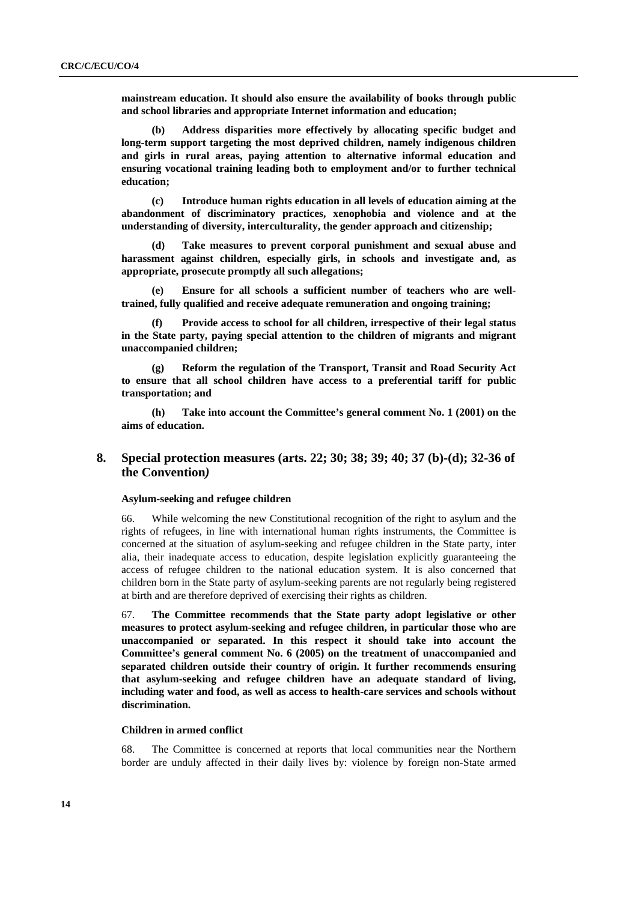**mainstream education. It should also ensure the availability of books through public and school libraries and appropriate Internet information and education;**

**(b) Address disparities more effectively by allocating specific budget and long-term support targeting the most deprived children, namely indigenous children and girls in rural areas, paying attention to alternative informal education and ensuring vocational training leading both to employment and/or to further technical education;**

**(c) Introduce human rights education in all levels of education aiming at the abandonment of discriminatory practices, xenophobia and violence and at the understanding of diversity, interculturality, the gender approach and citizenship;**

**(d) Take measures to prevent corporal punishment and sexual abuse and harassment against children, especially girls, in schools and investigate and, as appropriate, prosecute promptly all such allegations;**

**(e) Ensure for all schools a sufficient number of teachers who are well-trained, fully qualified and receive adequate remuneration and ongoing training;**

**(f) Provide access to school for all children, irrespective of their legal status in the State party, paying special attention to the children of migrants and migrant unaccompanied children;**

**(g) Reform the regulation of the Transport, Transit and Road Security Act to ensure that all school children have access to a preferential tariff for public transportation; and**

**(h) Take into account the Committee's general comment No. 1 (2001) on the aims of education.**

## 8. Special protection measures (arts. 22; 30; 38; 39; 40; 37 (b)-(d); 32-36 of the Convention*)*

### Asylum-seeking and refugee children

66. While welcoming the new Constitutional recognition of the right to asylum and the rights of refugees, in line with international human rights instruments, the Committee is concerned at the situation of asylum-seeking and refugee children in the State party, inter alia, their inadequate access to education, despite legislation explicitly guaranteeing the access of refugee children to the national education system. It is also concerned that children born in the State party of asylum-seeking parents are not regularly being registered at birth and are therefore deprived of exercising their rights as children.

67. **The Committee recommends that the State party adopt legislative or other measures to protect asylum-seeking and refugee children, in particular those who are unaccompanied or separated. In this respect it should take into account the Committee's general comment No. 6 (2005) on the treatment of unaccompanied and separated children outside their country of origin. It further recommends ensuring that asylum-seeking and refugee children have an adequate standard of living, including water and food, as well as access to health-care services and schools without discrimination.**

### Children in armed conflict

68. The Committee is concerned at reports that local communities near the Northern border are unduly affected in their daily lives by: violence by foreign non-State armed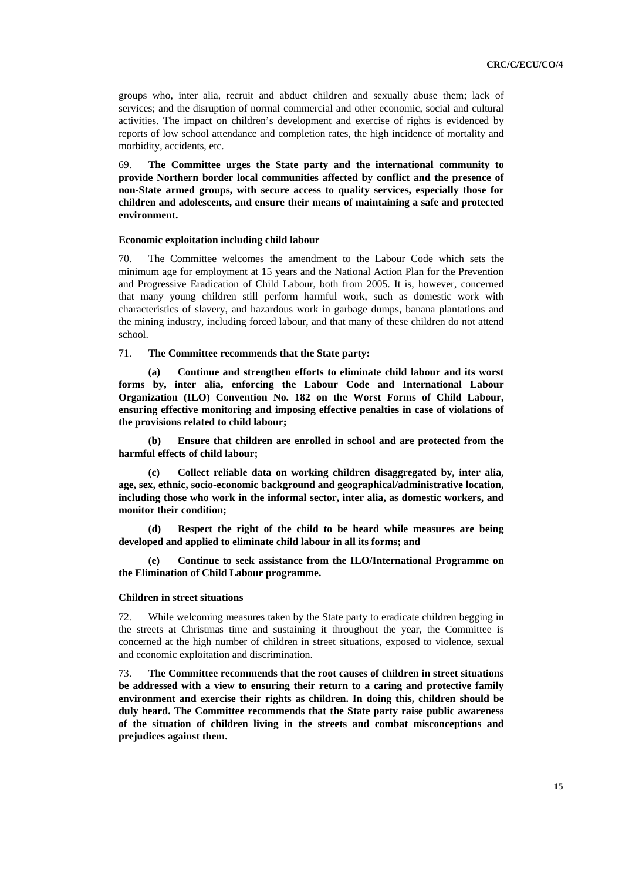groups who, inter alia, recruit and abduct children and sexually abuse them; lack of services; and the disruption of normal commercial and other economic, social and cultural activities. The impact on children's development and exercise of rights is evidenced by reports of low school attendance and completion rates, the high incidence of mortality and morbidity, accidents, etc.

69. **The Committee urges the State party and the international community to provide Northern border local communities affected by conflict and the presence of non-State armed groups, with secure access to quality services, especially those for children and adolescents, and ensure their means of maintaining a safe and protected environment.**

#### Economic exploitation including child labour

70. The Committee welcomes the amendment to the Labour Code which sets the minimum age for employment at 15 years and the National Action Plan for the Prevention and Progressive Eradication of Child Labour, both from 2005. It is, however, concerned that many young children still perform harmful work, such as domestic work with characteristics of slavery, and hazardous work in garbage dumps, banana plantations and the mining industry, including forced labour, and that many of these children do not attend school.

71. **The Committee recommends that the State party:**

**(a) Continue and strengthen efforts to eliminate child labour and its worst forms by, inter alia, enforcing the Labour Code and International Labour Organization (ILO) Convention No. 182 on the Worst Forms of Child Labour, ensuring effective monitoring and imposing effective penalties in case of violations of the provisions related to child labour;**

**(b) Ensure that children are enrolled in school and are protected from the harmful effects of child labour;**

**(c) Collect reliable data on working children disaggregated by, inter alia, age, sex, ethnic, socio-economic background and geographical/administrative location, including those who work in the informal sector, inter alia, as domestic workers, and monitor their condition;**

**(d) Respect the right of the child to be heard while measures are being developed and applied to eliminate child labour in all its forms; and**

**(e) Continue to seek assistance from the ILO/International Programme on the Elimination of Child Labour programme.**

#### Children in street situations

72. While welcoming measures taken by the State party to eradicate children begging in the streets at Christmas time and sustaining it throughout the year, the Committee is concerned at the high number of children in street situations, exposed to violence, sexual and economic exploitation and discrimination.

73. **The Committee recommends that the root causes of children in street situations be addressed with a view to ensuring their return to a caring and protective family environment and exercise their rights as children. In doing this, children should be duly heard. The Committee recommends that the State party raise public awareness of the situation of children living in the streets and combat misconceptions and prejudices against them.**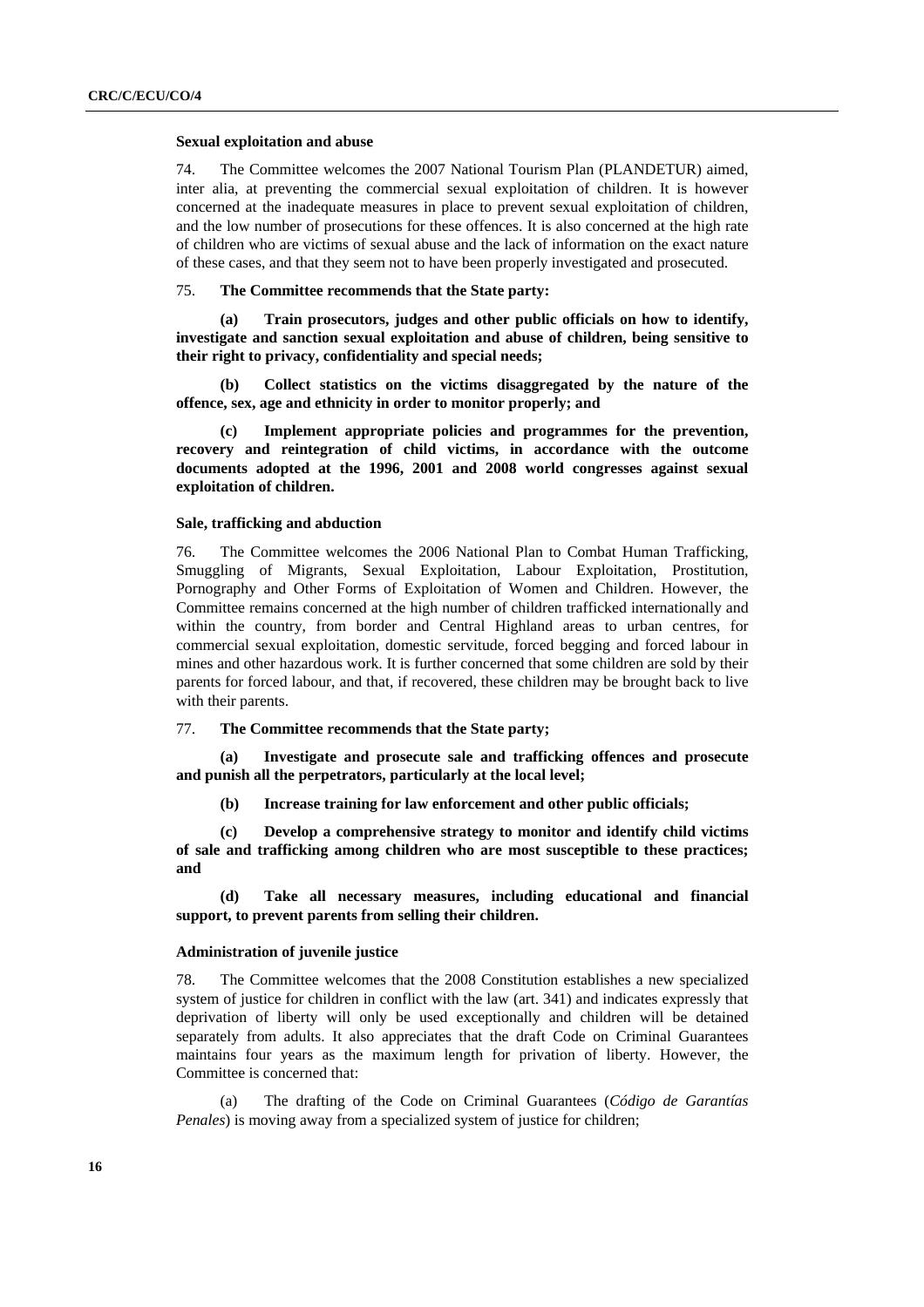### Sexual exploitation and abuse

74. The Committee welcomes the 2007 National Tourism Plan (PLANDETUR) aimed, inter alia, at preventing the commercial sexual exploitation of children. It is however concerned at the inadequate measures in place to prevent sexual exploitation of children, and the low number of prosecutions for these offences. It is also concerned at the high rate of children who are victims of sexual abuse and the lack of information on the exact nature of these cases, and that they seem not to have been properly investigated and prosecuted.

75. **The Committee recommends that the State party:**

**(a) Train prosecutors, judges and other public officials on how to identify, investigate and sanction sexual exploitation and abuse of children, being sensitive to their right to privacy, confidentiality and special needs;**

**(b) Collect statistics on the victims disaggregated by the nature of the offence, sex, age and ethnicity in order to monitor properly; and**

**(c) Implement appropriate policies and programmes for the prevention, recovery and reintegration of child victims, in accordance with the outcome documents adopted at the 1996, 2001 and 2008 world congresses against sexual exploitation of children.**

### Sale, trafficking and abduction

76. The Committee welcomes the 2006 National Plan to Combat Human Trafficking, Smuggling of Migrants, Sexual Exploitation, Labour Exploitation, Prostitution, Pornography and Other Forms of Exploitation of Women and Children. However, the Committee remains concerned at the high number of children trafficked internationally and within the country, from border and Central Highland areas to urban centres, for commercial sexual exploitation, domestic servitude, forced begging and forced labour in mines and other hazardous work. It is further concerned that some children are sold by their parents for forced labour, and that, if recovered, these children may be brought back to live with their parents.

77. **The Committee recommends that the State party;**

**(a) Investigate and prosecute sale and trafficking offences and prosecute and punish all the perpetrators, particularly at the local level;**

**(b) Increase training for law enforcement and other public officials;**

**(c) Develop a comprehensive strategy to monitor and identify child victims of sale and trafficking among children who are most susceptible to these practices; and**

**(d) Take all necessary measures, including educational and financial support, to prevent parents from selling their children.**

### Administration of juvenile justice

78. The Committee welcomes that the 2008 Constitution establishes a new specialized system of justice for children in conflict with the law (art. 341) and indicates expressly that deprivation of liberty will only be used exceptionally and children will be detained separately from adults. It also appreciates that the draft Code on Criminal Guarantees maintains four years as the maximum length for privation of liberty. However, the Committee is concerned that:

(a) The drafting of the Code on Criminal Guarantees (*Código de Garantías Penales*) is moving away from a specialized system of justice for children;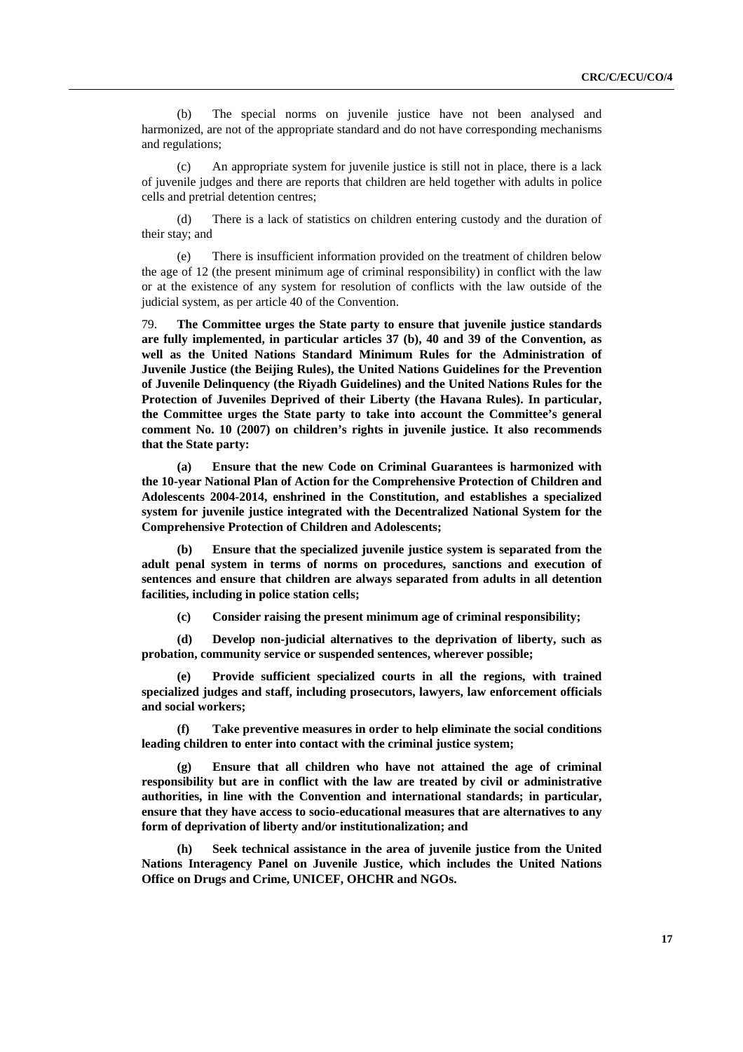(b) The special norms on juvenile justice have not been analysed and harmonized, are not of the appropriate standard and do not have corresponding mechanisms and regulations;

(c) An appropriate system for juvenile justice is still not in place, there is a lack of juvenile judges and there are reports that children are held together with adults in police cells and pretrial detention centres;

(d) There is a lack of statistics on children entering custody and the duration of their stay; and

(e) There is insufficient information provided on the treatment of children below the age of 12 (the present minimum age of criminal responsibility) in conflict with the law or at the existence of any system for resolution of conflicts with the law outside of the judicial system, as per article 40 of the Convention.

79. **The Committee urges the State party to ensure that juvenile justice standards are fully implemented, in particular articles 37 (b), 40 and 39 of the Convention, as well as the United Nations Standard Minimum Rules for the Administration of Juvenile Justice (the Beijing Rules), the United Nations Guidelines for the Prevention of Juvenile Delinquency (the Riyadh Guidelines) and the United Nations Rules for the Protection of Juveniles Deprived of their Liberty (the Havana Rules). In particular, the Committee urges the State party to take into account the Committee's general comment No. 10 (2007) on children's rights in juvenile justice. It also recommends that the State party:**

**(a) Ensure that the new Code on Criminal Guarantees is harmonized with the 10-year National Plan of Action for the Comprehensive Protection of Children and Adolescents 2004-2014, enshrined in the Constitution, and establishes a specialized system for juvenile justice integrated with the Decentralized National System for the Comprehensive Protection of Children and Adolescents;**

**(b) Ensure that the specialized juvenile justice system is separated from the adult penal system in terms of norms on procedures, sanctions and execution of sentences and ensure that children are always separated from adults in all detention facilities, including in police station cells;**

**(c) Consider raising the present minimum age of criminal responsibility;**

**(d) Develop non-judicial alternatives to the deprivation of liberty, such as probation, community service or suspended sentences, wherever possible;**

**(e) Provide sufficient specialized courts in all the regions, with trained specialized judges and staff, including prosecutors, lawyers, law enforcement officials and social workers;**

**(f) Take preventive measures in order to help eliminate the social conditions leading children to enter into contact with the criminal justice system;**

**(g) Ensure that all children who have not attained the age of criminal responsibility but are in conflict with the law are treated by civil or administrative authorities, in line with the Convention and international standards; in particular, ensure that they have access to socio-educational measures that are alternatives to any form of deprivation of liberty and/or institutionalization; and**

**(h) Seek technical assistance in the area of juvenile justice from the United Nations Interagency Panel on Juvenile Justice, which includes the United Nations Office on Drugs and Crime, UNICEF, OHCHR and NGOs.**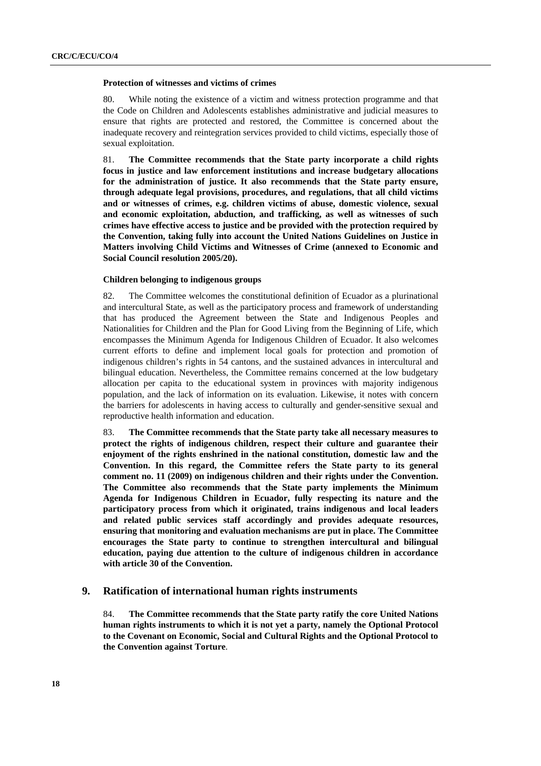#### Protection of witnesses and victims of crimes

80. While noting the existence of a victim and witness protection programme and that the Code on Children and Adolescents establishes administrative and judicial measures to ensure that rights are protected and restored, the Committee is concerned about the inadequate recovery and reintegration services provided to child victims, especially those of sexual exploitation.

81. **The Committee recommends that the State party incorporate a child rights focus in justice and law enforcement institutions and increase budgetary allocations for the administration of justice. It also recommends that the State party ensure, through adequate legal provisions, procedures, and regulations, that all child victims and or witnesses of crimes, e.g. children victims of abuse, domestic violence, sexual and economic exploitation, abduction, and trafficking, as well as witnesses of such crimes have effective access to justice and be provided with the protection required by the Convention, taking fully into account the United Nations Guidelines on Justice in Matters involving Child Victims and Witnesses of Crime (annexed to Economic and Social Council resolution 2005/20).**

#### Children belonging to indigenous groups

82. The Committee welcomes the constitutional definition of Ecuador as a plurinational and intercultural State, as well as the participatory process and framework of understanding that has produced the Agreement between the State and Indigenous Peoples and Nationalities for Children and the Plan for Good Living from the Beginning of Life, which encompasses the Minimum Agenda for Indigenous Children of Ecuador. It also welcomes current efforts to define and implement local goals for protection and promotion of indigenous children's rights in 54 cantons, and the sustained advances in intercultural and bilingual education. Nevertheless, the Committee remains concerned at the low budgetary allocation per capita to the educational system in provinces with majority indigenous population, and the lack of information on its evaluation. Likewise, it notes with concern the barriers for adolescents in having access to culturally and gender-sensitive sexual and reproductive health information and education.

83. **The Committee recommends that the State party take all necessary measures to protect the rights of indigenous children, respect their culture and guarantee their enjoyment of the rights enshrined in the national constitution, domestic law and the Convention. In this regard, the Committee refers the State party to its general comment no. 11 (2009) on indigenous children and their rights under the Convention. The Committee also recommends that the State party implements the Minimum Agenda for Indigenous Children in Ecuador, fully respecting its nature and the participatory process from which it originated, trains indigenous and local leaders and related public services staff accordingly and provides adequate resources, ensuring that monitoring and evaluation mechanisms are put in place. The Committee encourages the State party to continue to strengthen intercultural and bilingual education, paying due attention to the culture of indigenous children in accordance with article 30 of the Convention.**

## 9. Ratification of international human rights instruments

84. **The Committee recommends that the State party ratify the core United Nations human rights instruments to which it is not yet a party, namely the Optional Protocol to the Covenant on Economic, Social and Cultural Rights and the Optional Protocol to the Convention against Torture**.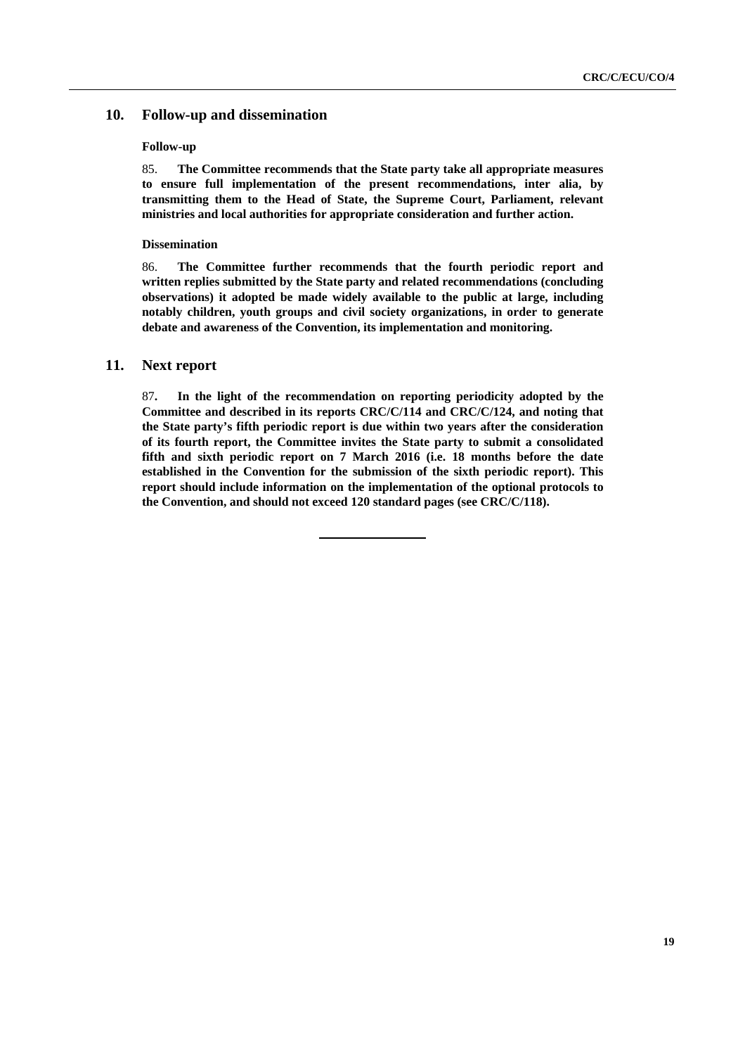## 10. Follow-up and dissemination

### Follow-up

85. **The Committee recommends that the State party take all appropriate measures to ensure full implementation of the present recommendations, inter alia, by transmitting them to the Head of State, the Supreme Court, Parliament, relevant ministries and local authorities for appropriate consideration and further action.**

### Dissemination

86. **The Committee further recommends that the fourth periodic report and written replies submitted by the State party and related recommendations (concluding observations) it adopted be made widely available to the public at large, including notably children, youth groups and civil society organizations, in order to generate debate and awareness of the Convention, its implementation and monitoring.**

## 11. Next report

87. **In the light of the recommendation on reporting periodicity adopted by the Committee and described in its reports CRC/C/114 and CRC/C/124, and noting that the State party's fifth periodic report is due within two years after the consideration of its fourth report, the Committee invites the State party to submit a consolidated fifth and sixth periodic report on 7 March 2016 (i.e. 18 months before the date established in the Convention for the submission of the sixth periodic report). This report should include information on the implementation of the optional protocols to the Convention, and should not exceed 120 standard pages (see CRC/C/118).**